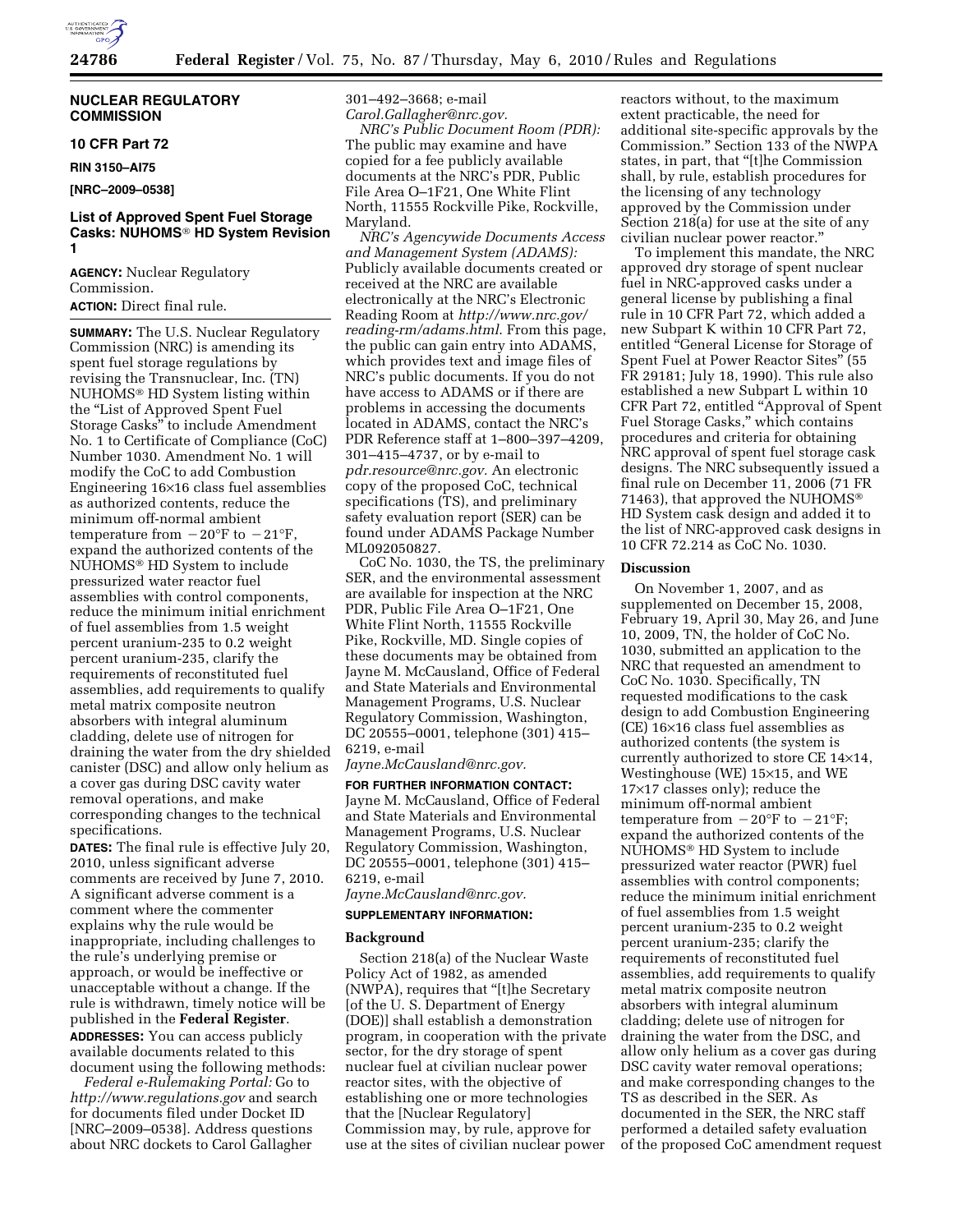## NUCLEAR REGULATORY COMMISSION

### 10 CFR Part 72

**RIN 3150–AI75**

**[NRC–2009–0538]**

### List of Approved Spent Fuel Storage Casks: NUHOMS® HD System Revision 1

**AGENCY:** Nuclear Regulatory Commission.

**ACTION:** Direct final rule.

**SUMMARY:** The U.S. Nuclear Regulatory Commission (NRC) is amending its spent fuel storage regulations by revising the Transnuclear, Inc. (TN) NUHOMS® HD System listing within the "List of Approved Spent Fuel Storage Casks" to include Amendment No. 1 to Certificate of Compliance (CoC) Number 1030. Amendment No. 1 will modify the CoC to add Combustion Engineering 16×16 class fuel assemblies as authorized contents, reduce the minimum off-normal ambient temperature from −20°F to −21°F, expand the authorized contents of the NUHOMS® HD System to include pressurized water reactor fuel assemblies with control components, reduce the minimum initial enrichment of fuel assemblies from 1.5 weight percent uranium-235 to 0.2 weight percent uranium-235, clarify the requirements of reconstituted fuel assemblies, add requirements to qualify metal matrix composite neutron absorbers with integral aluminum cladding, delete use of nitrogen for draining the water from the dry shielded canister (DSC) and allow only helium as a cover gas during DSC cavity water removal operations, and make corresponding changes to the technical specifications.

**DATES:** The final rule is effective July 20, 2010, unless significant adverse comments are received by June 7, 2010. A significant adverse comment is a comment where the commenter explains why the rule would be inappropriate, including challenges to the rule's underlying premise or approach, or would be ineffective or unacceptable without a change. If the rule is withdrawn, timely notice will be published in the **Federal Register**.

**ADDRESSES:** You can access publicly available documents related to this document using the following methods:

*Federal e-Rulemaking Portal:* Go to *http://www.regulations.gov* and search for documents filed under Docket ID [NRC–2009–0538]. Address questions about NRC dockets to Carol Gallagher 301–492–3668; e-mail *Carol.Gallagher@nrc.gov.*

*NRC's Public Document Room (PDR):* The public may examine and have copied for a fee publicly available documents at the NRC's PDR, Public File Area O–1F21, One White Flint North, 11555 Rockville Pike, Rockville, Maryland.

*NRC's Agencywide Documents Access and Management System (ADAMS):* Publicly available documents created or received at the NRC are available electronically at the NRC's Electronic Reading Room at *http://www.nrc.gov/reading-rm/adams.html.* From this page, the public can gain entry into ADAMS, which provides text and image files of NRC's public documents. If you do not have access to ADAMS or if there are problems in accessing the documents located in ADAMS, contact the NRC's PDR Reference staff at 1–800–397–4209, 301–415–4737, or by e-mail to *pdr.resource@nrc.gov.* An electronic copy of the proposed CoC, technical specifications (TS), and preliminary safety evaluation report (SER) can be found under ADAMS Package Number ML092050827.

CoC No. 1030, the TS, the preliminary SER, and the environmental assessment are available for inspection at the NRC PDR, Public File Area O–1F21, One White Flint North, 11555 Rockville Pike, Rockville, MD. Single copies of these documents may be obtained from Jayne M. McCausland, Office of Federal and State Materials and Environmental Management Programs, U.S. Nuclear Regulatory Commission, Washington, DC 20555–0001, telephone (301) 415–6219, e-mail *Jayne.McCausland@nrc.gov.*

**FOR FURTHER INFORMATION CONTACT:** Jayne M. McCausland, Office of Federal and State Materials and Environmental Management Programs, U.S. Nuclear Regulatory Commission, Washington, DC 20555–0001, telephone (301) 415–6219, e-mail *Jayne.McCausland@nrc.gov.*

**SUPPLEMENTARY INFORMATION:**

#### Background

Section 218(a) of the Nuclear Waste Policy Act of 1982, as amended (NWPA), requires that "[t]he Secretary [of the U. S. Department of Energy (DOE)] shall establish a demonstration program, in cooperation with the private sector, for the dry storage of spent nuclear fuel at civilian nuclear power reactor sites, with the objective of establishing one or more technologies that the [Nuclear Regulatory] Commission may, by rule, approve for use at the sites of civilian nuclear power reactors without, to the maximum extent practicable, the need for additional site-specific approvals by the Commission." Section 133 of the NWPA states, in part, that "[t]he Commission shall, by rule, establish procedures for the licensing of any technology approved by the Commission under Section 218(a) for use at the site of any civilian nuclear power reactor."

To implement this mandate, the NRC approved dry storage of spent nuclear fuel in NRC-approved casks under a general license by publishing a final rule in 10 CFR Part 72, which added a new Subpart K within 10 CFR Part 72, entitled "General License for Storage of Spent Fuel at Power Reactor Sites" (55 FR 29181; July 18, 1990). This rule also established a new Subpart L within 10 CFR Part 72, entitled "Approval of Spent Fuel Storage Casks," which contains procedures and criteria for obtaining NRC approval of spent fuel storage cask designs. The NRC subsequently issued a final rule on December 11, 2006 (71 FR 71463), that approved the NUHOMS® HD System cask design and added it to the list of NRC-approved cask designs in 10 CFR 72.214 as CoC No. 1030.

#### Discussion

On November 1, 2007, and as supplemented on December 15, 2008, February 19, April 30, May 26, and June 10, 2009, TN, the holder of CoC No. 1030, submitted an application to the NRC that requested an amendment to CoC No. 1030. Specifically, TN requested modifications to the cask design to add Combustion Engineering (CE) 16×16 class fuel assemblies as authorized contents (the system is currently authorized to store CE 14×14, Westinghouse (WE) 15×15, and WE 17×17 classes only); reduce the minimum off-normal ambient temperature from −20°F to −21°F; expand the authorized contents of the NUHOMS® HD System to include pressurized water reactor (PWR) fuel assemblies with control components; reduce the minimum initial enrichment of fuel assemblies from 1.5 weight percent uranium-235 to 0.2 weight percent uranium-235; clarify the requirements of reconstituted fuel assemblies, add requirements to qualify metal matrix composite neutron absorbers with integral aluminum cladding; delete use of nitrogen for draining the water from the DSC, and allow only helium as a cover gas during DSC cavity water removal operations; and make corresponding changes to the TS as described in the SER. As documented in the SER, the NRC staff performed a detailed safety evaluation of the proposed CoC amendment request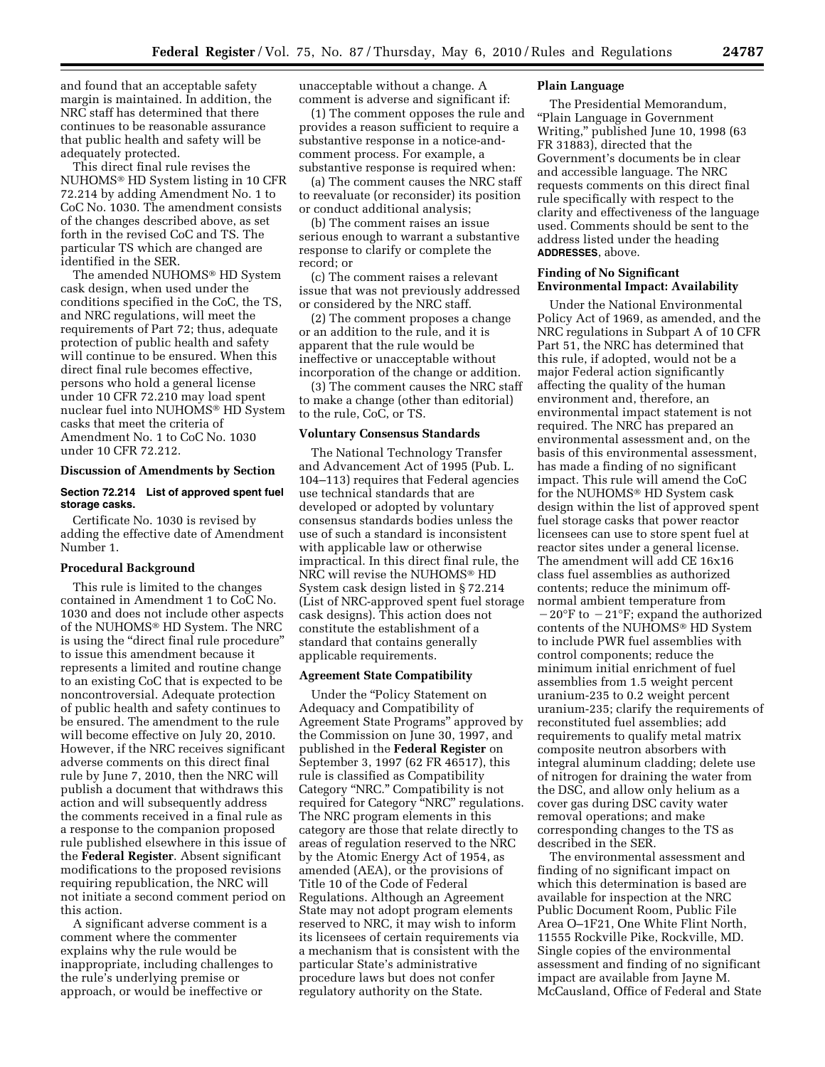and found that an acceptable safety margin is maintained. In addition, the NRC staff has determined that there continues to be reasonable assurance that public health and safety will be adequately protected.

This direct final rule revises the NUHOMS® HD System listing in 10 CFR 72.214 by adding Amendment No. 1 to CoC No. 1030. The amendment consists of the changes described above, as set forth in the revised CoC and TS. The particular TS which are changed are identified in the SER.

The amended NUHOMS® HD System cask design, when used under the conditions specified in the CoC, the TS, and NRC regulations, will meet the requirements of Part 72; thus, adequate protection of public health and safety will continue to be ensured. When this direct final rule becomes effective, persons who hold a general license under 10 CFR 72.210 may load spent nuclear fuel into NUHOMS® HD System casks that meet the criteria of Amendment No. 1 to CoC No. 1030 under 10 CFR 72.212.

## Discussion of Amendments by Section

### Section 72.214 List of approved spent fuel storage casks.

Certificate No. 1030 is revised by adding the effective date of Amendment Number 1.

## Procedural Background

This rule is limited to the changes contained in Amendment 1 to CoC No. 1030 and does not include other aspects of the NUHOMS® HD System. The NRC is using the "direct final rule procedure" to issue this amendment because it represents a limited and routine change to an existing CoC that is expected to be noncontroversial. Adequate protection of public health and safety continues to be ensured. The amendment to the rule will become effective on July 20, 2010. However, if the NRC receives significant adverse comments on this direct final rule by June 7, 2010, then the NRC will publish a document that withdraws this action and will subsequently address the comments received in a final rule as a response to the companion proposed rule published elsewhere in this issue of the **Federal Register**. Absent significant modifications to the proposed revisions requiring republication, the NRC will not initiate a second comment period on this action.

A significant adverse comment is a comment where the commenter explains why the rule would be inappropriate, including challenges to the rule's underlying premise or approach, or would be ineffective or unacceptable without a change. A comment is adverse and significant if:

(1) The comment opposes the rule and provides a reason sufficient to require a substantive response in a notice-and-comment process. For example, a substantive response is required when:

(a) The comment causes the NRC staff to reevaluate (or reconsider) its position or conduct additional analysis;

(b) The comment raises an issue serious enough to warrant a substantive response to clarify or complete the record; or

(c) The comment raises a relevant issue that was not previously addressed or considered by the NRC staff.

(2) The comment proposes a change or an addition to the rule, and it is apparent that the rule would be ineffective or unacceptable without incorporation of the change or addition.

(3) The comment causes the NRC staff to make a change (other than editorial) to the rule, CoC, or TS.

## Voluntary Consensus Standards

The National Technology Transfer and Advancement Act of 1995 (Pub. L. 104–113) requires that Federal agencies use technical standards that are developed or adopted by voluntary consensus standards bodies unless the use of such a standard is inconsistent with applicable law or otherwise impractical. In this direct final rule, the NRC will revise the NUHOMS® HD System cask design listed in § 72.214 (List of NRC-approved spent fuel storage cask designs). This action does not constitute the establishment of a standard that contains generally applicable requirements.

## Agreement State Compatibility

Under the "Policy Statement on Adequacy and Compatibility of Agreement State Programs" approved by the Commission on June 30, 1997, and published in the **Federal Register** on September 3, 1997 (62 FR 46517), this rule is classified as Compatibility Category "NRC." Compatibility is not required for Category "NRC" regulations. The NRC program elements in this category are those that relate directly to areas of regulation reserved to the NRC by the Atomic Energy Act of 1954, as amended (AEA), or the provisions of Title 10 of the Code of Federal Regulations. Although an Agreement State may not adopt program elements reserved to NRC, it may wish to inform its licensees of certain requirements via a mechanism that is consistent with the particular State's administrative procedure laws but does not confer regulatory authority on the State.

## Plain Language

The Presidential Memorandum, "Plain Language in Government Writing," published June 10, 1998 (63 FR 31883), directed that the Government's documents be in clear and accessible language. The NRC requests comments on this direct final rule specifically with respect to the clarity and effectiveness of the language used. Comments should be sent to the address listed under the heading **ADDRESSES**, above.

## Finding of No Significant Environmental Impact: Availability

Under the National Environmental Policy Act of 1969, as amended, and the NRC regulations in Subpart A of 10 CFR Part 51, the NRC has determined that this rule, if adopted, would not be a major Federal action significantly affecting the quality of the human environment and, therefore, an environmental impact statement is not required. The NRC has prepared an environmental assessment and, on the basis of this environmental assessment, has made a finding of no significant impact. This rule will amend the CoC for the NUHOMS® HD System cask design within the list of approved spent fuel storage casks that power reactor licensees can use to store spent fuel at reactor sites under a general license. The amendment will add CE 16x16 class fuel assemblies as authorized contents; reduce the minimum off-normal ambient temperature from −20°F to −21°F; expand the authorized contents of the NUHOMS® HD System to include PWR fuel assemblies with control components; reduce the minimum initial enrichment of fuel assemblies from 1.5 weight percent uranium-235 to 0.2 weight percent uranium-235; clarify the requirements of reconstituted fuel assemblies; add requirements to qualify metal matrix composite neutron absorbers with integral aluminum cladding; delete use of nitrogen for draining the water from the DSC, and allow only helium as a cover gas during DSC cavity water removal operations; and make corresponding changes to the TS as described in the SER.

The environmental assessment and finding of no significant impact on which this determination is based are available for inspection at the NRC Public Document Room, Public File Area O–1F21, One White Flint North, 11555 Rockville Pike, Rockville, MD. Single copies of the environmental assessment and finding of no significant impact are available from Jayne M. McCausland, Office of Federal and State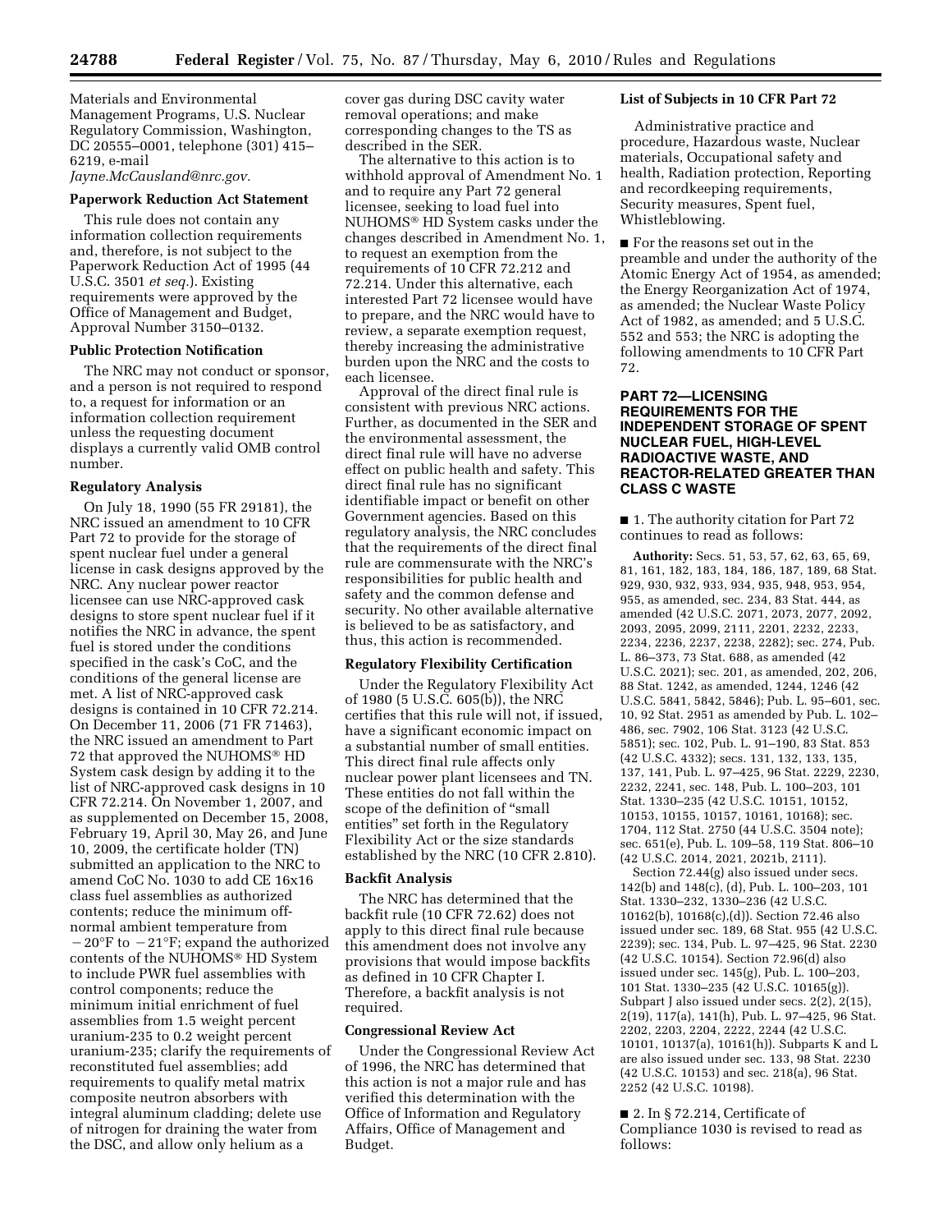Materials and Environmental Management Programs, U.S. Nuclear Regulatory Commission, Washington, DC 20555–0001, telephone (301) 415–6219, e-mail *Jayne.McCausland@nrc.gov.*

## Paperwork Reduction Act Statement

This rule does not contain any information collection requirements and, therefore, is not subject to the Paperwork Reduction Act of 1995 (44 U.S.C. 3501 *et seq.*). Existing requirements were approved by the Office of Management and Budget, Approval Number 3150–0132.

## Public Protection Notification

The NRC may not conduct or sponsor, and a person is not required to respond to, a request for information or an information collection requirement unless the requesting document displays a currently valid OMB control number.

## Regulatory Analysis

On July 18, 1990 (55 FR 29181), the NRC issued an amendment to 10 CFR Part 72 to provide for the storage of spent nuclear fuel under a general license in cask designs approved by the NRC. Any nuclear power reactor licensee can use NRC-approved cask designs to store spent nuclear fuel if it notifies the NRC in advance, the spent fuel is stored under the conditions specified in the cask's CoC, and the conditions of the general license are met. A list of NRC-approved cask designs is contained in 10 CFR 72.214. On December 11, 2006 (71 FR 71463), the NRC issued an amendment to Part 72 that approved the NUHOMS® HD System cask design by adding it to the list of NRC-approved cask designs in 10 CFR 72.214. On November 1, 2007, and as supplemented on December 15, 2008, February 19, April 30, May 26, and June 10, 2009, the certificate holder (TN) submitted an application to the NRC to amend CoC No. 1030 to add CE 16x16 class fuel assemblies as authorized contents; reduce the minimum off-normal ambient temperature from −20°F to −21°F; expand the authorized contents of the NUHOMS® HD System to include PWR fuel assemblies with control components; reduce the minimum initial enrichment of fuel assemblies from 1.5 weight percent uranium-235 to 0.2 weight percent uranium-235; clarify the requirements of reconstituted fuel assemblies; add requirements to qualify metal matrix composite neutron absorbers with integral aluminum cladding; delete use of nitrogen for draining the water from the DSC, and allow only helium as a cover gas during DSC cavity water removal operations; and make corresponding changes to the TS as described in the SER.

The alternative to this action is to withhold approval of Amendment No. 1 and to require any Part 72 general licensee, seeking to load fuel into NUHOMS® HD System casks under the changes described in Amendment No. 1, to request an exemption from the requirements of 10 CFR 72.212 and 72.214. Under this alternative, each interested Part 72 licensee would have to prepare, and the NRC would have to review, a separate exemption request, thereby increasing the administrative burden upon the NRC and the costs to each licensee.

Approval of the direct final rule is consistent with previous NRC actions. Further, as documented in the SER and the environmental assessment, the direct final rule will have no adverse effect on public health and safety. This direct final rule has no significant identifiable impact or benefit on other Government agencies. Based on this regulatory analysis, the NRC concludes that the requirements of the direct final rule are commensurate with the NRC's responsibilities for public health and safety and the common defense and security. No other available alternative is believed to be as satisfactory, and thus, this action is recommended.

## Regulatory Flexibility Certification

Under the Regulatory Flexibility Act of 1980 (5 U.S.C. 605(b)), the NRC certifies that this rule will not, if issued, have a significant economic impact on a substantial number of small entities. This direct final rule affects only nuclear power plant licensees and TN. These entities do not fall within the scope of the definition of "small entities" set forth in the Regulatory Flexibility Act or the size standards established by the NRC (10 CFR 2.810).

## Backfit Analysis

The NRC has determined that the backfit rule (10 CFR 72.62) does not apply to this direct final rule because this amendment does not involve any provisions that would impose backfits as defined in 10 CFR Chapter I. Therefore, a backfit analysis is not required.

## Congressional Review Act

Under the Congressional Review Act of 1996, the NRC has determined that this action is not a major rule and has verified this determination with the Office of Information and Regulatory Affairs, Office of Management and Budget.

## List of Subjects in 10 CFR Part 72

Administrative practice and procedure, Hazardous waste, Nuclear materials, Occupational safety and health, Radiation protection, Reporting and recordkeeping requirements, Security measures, Spent fuel, Whistleblowing.

■ For the reasons set out in the preamble and under the authority of the Atomic Energy Act of 1954, as amended; the Energy Reorganization Act of 1974, as amended; the Nuclear Waste Policy Act of 1982, as amended; and 5 U.S.C. 552 and 553; the NRC is adopting the following amendments to 10 CFR Part 72.

## PART 72—LICENSING REQUIREMENTS FOR THE INDEPENDENT STORAGE OF SPENT NUCLEAR FUEL, HIGH-LEVEL RADIOACTIVE WASTE, AND REACTOR-RELATED GREATER THAN CLASS C WASTE

■ 1. The authority citation for Part 72 continues to read as follows:

**Authority:** Secs. 51, 53, 57, 62, 63, 65, 69, 81, 161, 182, 183, 184, 186, 187, 189, 68 Stat. 929, 930, 932, 933, 934, 935, 948, 953, 954, 955, as amended, sec. 234, 83 Stat. 444, as amended (42 U.S.C. 2071, 2073, 2077, 2092, 2093, 2095, 2099, 2111, 2201, 2232, 2233, 2234, 2236, 2237, 2238, 2282); sec. 274, Pub. L. 86–373, 73 Stat. 688, as amended (42 U.S.C. 2021); sec. 201, as amended, 202, 206, 88 Stat. 1242, as amended, 1244, 1246 (42 U.S.C. 5841, 5842, 5846); Pub. L. 95–601, sec. 10, 92 Stat. 2951 as amended by Pub. L. 102–486, sec. 7902, 106 Stat. 3123 (42 U.S.C. 5851); sec. 102, Pub. L. 91–190, 83 Stat. 853 (42 U.S.C. 4332); secs. 131, 132, 133, 135, 137, 141, Pub. L. 97–425, 96 Stat. 2229, 2230, 2232, 2241, sec. 148, Pub. L. 100–203, 101 Stat. 1330–235 (42 U.S.C. 10151, 10152, 10153, 10155, 10157, 10161, 10168); sec. 1704, 112 Stat. 2750 (44 U.S.C. 3504 note); sec. 651(e), Pub. L. 109–58, 119 Stat. 806–10 (42 U.S.C. 2014, 2021, 2021b, 2111).

Section 72.44(g) also issued under secs. 142(b) and 148(c), (d), Pub. L. 100–203, 101 Stat. 1330–232, 1330–236 (42 U.S.C. 10162(b), 10168(c),(d)). Section 72.46 also issued under sec. 189, 68 Stat. 955 (42 U.S.C. 2239); sec. 134, Pub. L. 97–425, 96 Stat. 2230 (42 U.S.C. 10154). Section 72.96(d) also issued under sec. 145(g), Pub. L. 100–203, 101 Stat. 1330–235 (42 U.S.C. 10165(g)). Subpart J also issued under secs. 2(2), 2(15), 2(19), 117(a), 141(h), Pub. L. 97–425, 96 Stat. 2202, 2203, 2204, 2222, 2244 (42 U.S.C. 10101, 10137(a), 10161(h)). Subparts K and L are also issued under sec. 133, 98 Stat. 2230 (42 U.S.C. 10153) and sec. 218(a), 96 Stat. 2252 (42 U.S.C. 10198).

■ 2. In § 72.214, Certificate of Compliance 1030 is revised to read as follows: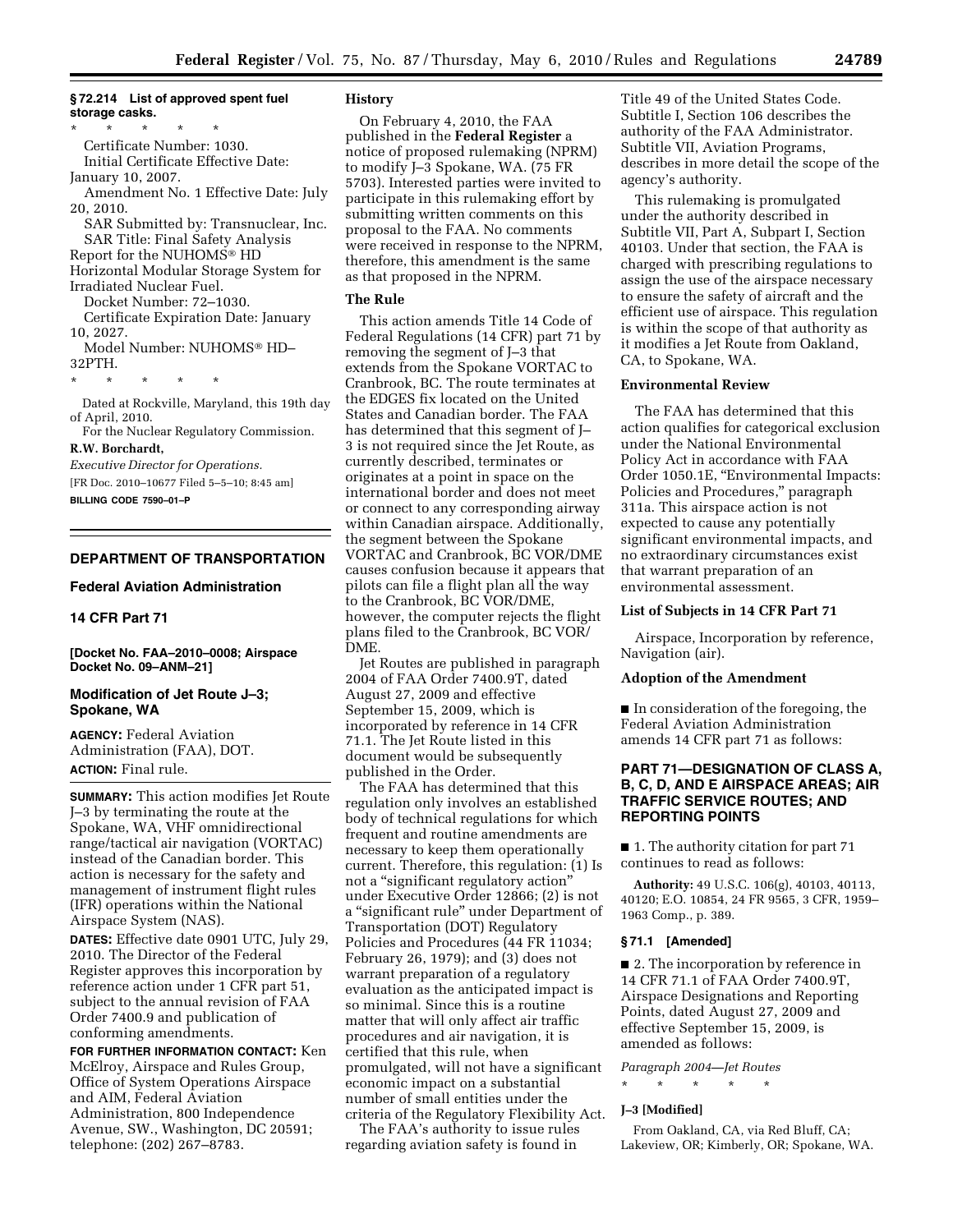### § 72.214 List of approved spent fuel storage casks.

\* \* \* \* \*

Certificate Number: 1030.

Initial Certificate Effective Date: January 10, 2007.

Amendment No. 1 Effective Date: July 20, 2010.

SAR Submitted by: Transnuclear, Inc.

SAR Title: Final Safety Analysis Report for the NUHOMS® HD Horizontal Modular Storage System for Irradiated Nuclear Fuel.

Docket Number: 72–1030.

Certificate Expiration Date: January 10, 2027.

Model Number: NUHOMS® HD–32PTH.

\* \* \* \* \*

Dated at Rockville, Maryland, this 19th day of April, 2010.

For the Nuclear Regulatory Commission.

**R.W. Borchardt,**

*Executive Director for Operations.*

[FR Doc. 2010–10677 Filed 5–5–10; 8:45 am]

**BILLING CODE 7590–01–P**

---

## DEPARTMENT OF TRANSPORTATION

### Federal Aviation Administration

### 14 CFR Part 71

**[Docket No. FAA–2010–0008; Airspace Docket No. 09–ANM–21]**

## Modification of Jet Route J–3; Spokane, WA

**AGENCY:** Federal Aviation Administration (FAA), DOT.

**ACTION:** Final rule.

**SUMMARY:** This action modifies Jet Route J–3 by terminating the route at the Spokane, WA, VHF omnidirectional range/tactical air navigation (VORTAC) instead of the Canadian border. This action is necessary for the safety and management of instrument flight rules (IFR) operations within the National Airspace System (NAS).

**DATES:** Effective date 0901 UTC, July 29, 2010. The Director of the Federal Register approves this incorporation by reference action under 1 CFR part 51, subject to the annual revision of FAA Order 7400.9 and publication of conforming amendments.

**FOR FURTHER INFORMATION CONTACT:** Ken McElroy, Airspace and Rules Group, Office of System Operations Airspace and AIM, Federal Aviation Administration, 800 Independence Avenue, SW., Washington, DC 20591; telephone: (202) 267–8783.

### History

On February 4, 2010, the FAA published in the **Federal Register** a notice of proposed rulemaking (NPRM) to modify J–3 Spokane, WA. (75 FR 5703). Interested parties were invited to participate in this rulemaking effort by submitting written comments on this proposal to the FAA. No comments were received in response to the NPRM, therefore, this amendment is the same as that proposed in the NPRM.

### The Rule

This action amends Title 14 Code of Federal Regulations (14 CFR) part 71 by removing the segment of J–3 that extends from the Spokane VORTAC to Cranbrook, BC. The route terminates at the EDGES fix located on the United States and Canadian border. The FAA has determined that this segment of J–3 is not required since the Jet Route, as currently described, terminates or originates at a point in space on the international border and does not meet or connect to any corresponding airway within Canadian airspace. Additionally, the segment between the Spokane VORTAC and Cranbrook, BC VOR/DME causes confusion because it appears that pilots can file a flight plan all the way to the Cranbrook, BC VOR/DME, however, the computer rejects the flight plans filed to the Cranbrook, BC VOR/DME.

Jet Routes are published in paragraph 2004 of FAA Order 7400.9T, dated August 27, 2009 and effective September 15, 2009, which is incorporated by reference in 14 CFR 71.1. The Jet Route listed in this document would be subsequently published in the Order.

The FAA has determined that this regulation only involves an established body of technical regulations for which frequent and routine amendments are necessary to keep them operationally current. Therefore, this regulation: (1) Is not a "significant regulatory action" under Executive Order 12866; (2) is not a "significant rule" under Department of Transportation (DOT) Regulatory Policies and Procedures (44 FR 11034; February 26, 1979); and (3) does not warrant preparation of a regulatory evaluation as the anticipated impact is so minimal. Since this is a routine matter that will only affect air traffic procedures and air navigation, it is certified that this rule, when promulgated, will not have a significant economic impact on a substantial number of small entities under the criteria of the Regulatory Flexibility Act.

The FAA's authority to issue rules regarding aviation safety is found in Title 49 of the United States Code. Subtitle I, Section 106 describes the authority of the FAA Administrator. Subtitle VII, Aviation Programs, describes in more detail the scope of the agency's authority.

This rulemaking is promulgated under the authority described in Subtitle VII, Part A, Subpart I, Section 40103. Under that section, the FAA is charged with prescribing regulations to assign the use of the airspace necessary to ensure the safety of aircraft and the efficient use of airspace. This regulation is within the scope of that authority as it modifies a Jet Route from Oakland, CA, to Spokane, WA.

### Environmental Review

The FAA has determined that this action qualifies for categorical exclusion under the National Environmental Policy Act in accordance with FAA Order 1050.1E, "Environmental Impacts: Policies and Procedures," paragraph 311a. This airspace action is not expected to cause any potentially significant environmental impacts, and no extraordinary circumstances exist that warrant preparation of an environmental assessment.

### List of Subjects in 14 CFR Part 71

Airspace, Incorporation by reference, Navigation (air).

### Adoption of the Amendment

■ In consideration of the foregoing, the Federal Aviation Administration amends 14 CFR part 71 as follows:

## PART 71—DESIGNATION OF CLASS A, B, C, D, AND E AIRSPACE AREAS; AIR TRAFFIC SERVICE ROUTES; AND REPORTING POINTS

■ 1. The authority citation for part 71 continues to read as follows:

**Authority:** 49 U.S.C. 106(g), 40103, 40113, 40120; E.O. 10854, 24 FR 9565, 3 CFR, 1959–1963 Comp., p. 389.

### § 71.1 [Amended]

■ 2. The incorporation by reference in 14 CFR 71.1 of FAA Order 7400.9T, Airspace Designations and Reporting Points, dated August 27, 2009 and effective September 15, 2009, is amended as follows:

*Paragraph 2004—Jet Routes*

\* \* \* \* \*

#### J–3 [Modified]

From Oakland, CA, via Red Bluff, CA; Lakeview, OR; Kimberly, OR; Spokane, WA.